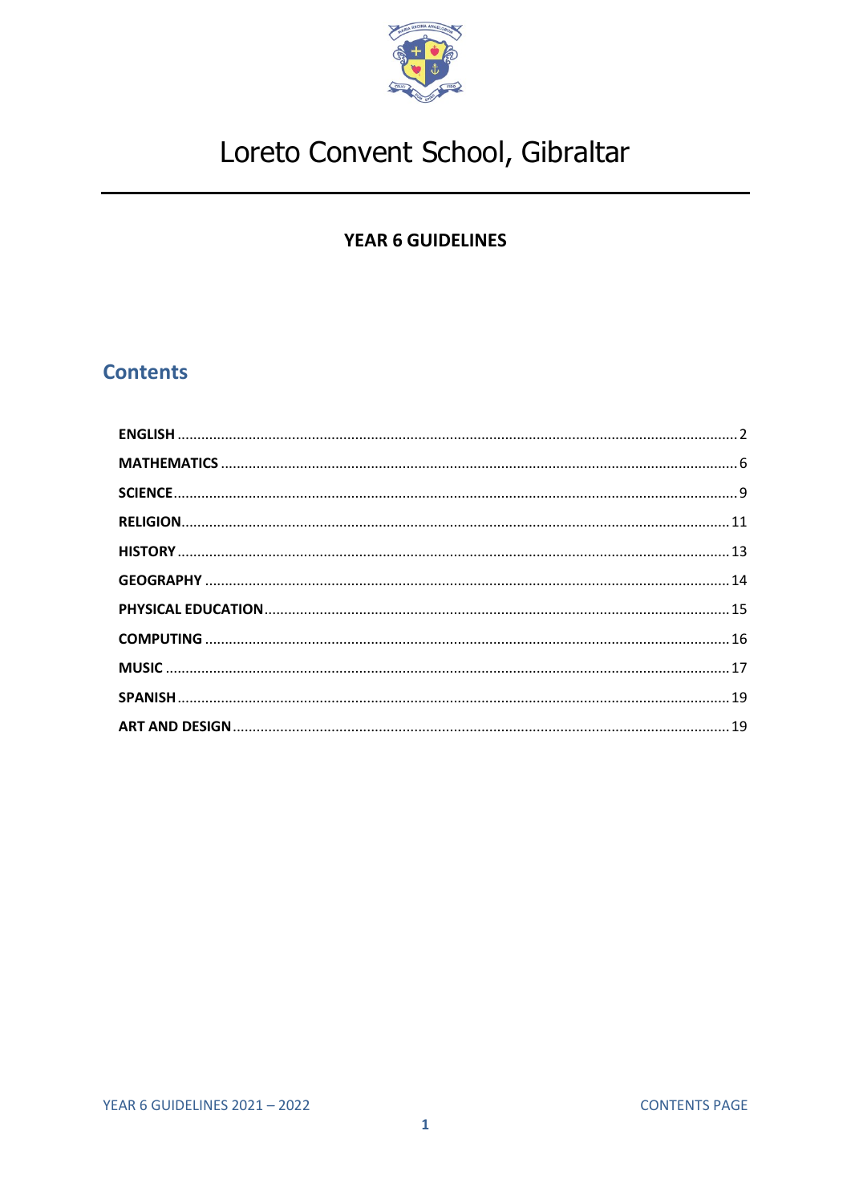# Loreto Convent School, Gibraltar

## YEAR 6 GUIDELINES

## Contents

**ENGLISH** ........................................ 2
**MATHEMATICS** ........................................ 6
**SCIENCE** ........................................ 9
**RELIGION** ........................................ 11
**HISTORY** ........................................ 13
**GEOGRAPHY** ........................................ 14
**PHYSICAL EDUCATION** ........................................ 15
**COMPUTING** ........................................ 16
**MUSIC** ........................................ 17
**SPANISH** ........................................ 19
**ART AND DESIGN** ........................................ 19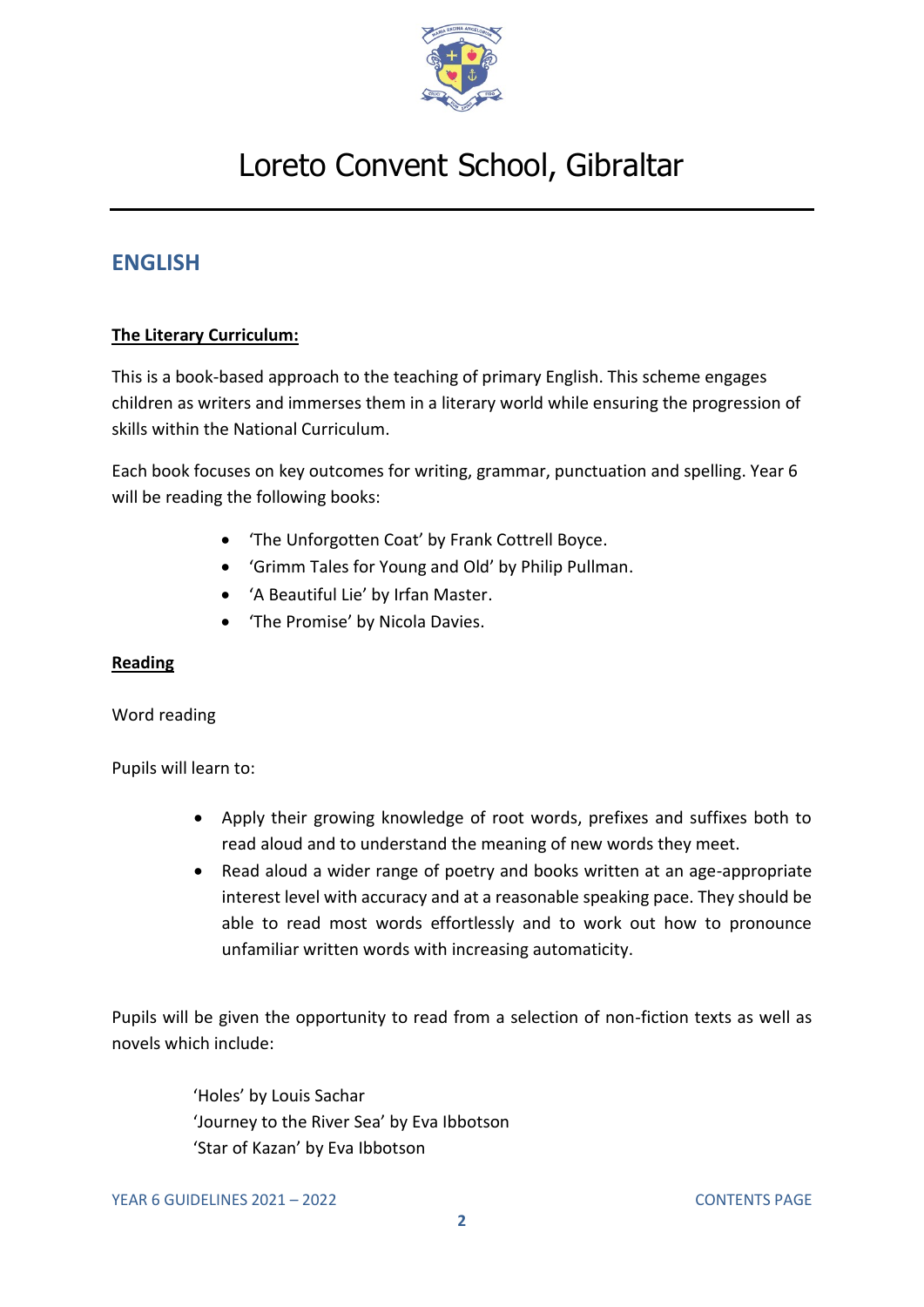# Loreto Convent School, Gibraltar

## ENGLISH

**The Literary Curriculum:**

This is a book-based approach to the teaching of primary English. This scheme engages children as writers and immerses them in a literary world while ensuring the progression of skills within the National Curriculum.

Each book focuses on key outcomes for writing, grammar, punctuation and spelling. Year 6 will be reading the following books:

- 'The Unforgotten Coat' by Frank Cottrell Boyce.
- 'Grimm Tales for Young and Old' by Philip Pullman.
- 'A Beautiful Lie' by Irfan Master.
- 'The Promise' by Nicola Davies.

**Reading**

Word reading

Pupils will learn to:

- Apply their growing knowledge of root words, prefixes and suffixes both to read aloud and to understand the meaning of new words they meet.
- Read aloud a wider range of poetry and books written at an age-appropriate interest level with accuracy and at a reasonable speaking pace. They should be able to read most words effortlessly and to work out how to pronounce unfamiliar written words with increasing automaticity.

Pupils will be given the opportunity to read from a selection of non-fiction texts as well as novels which include:

'Holes' by Louis Sachar
'Journey to the River Sea' by Eva Ibbotson
'Star of Kazan' by Eva Ibbotson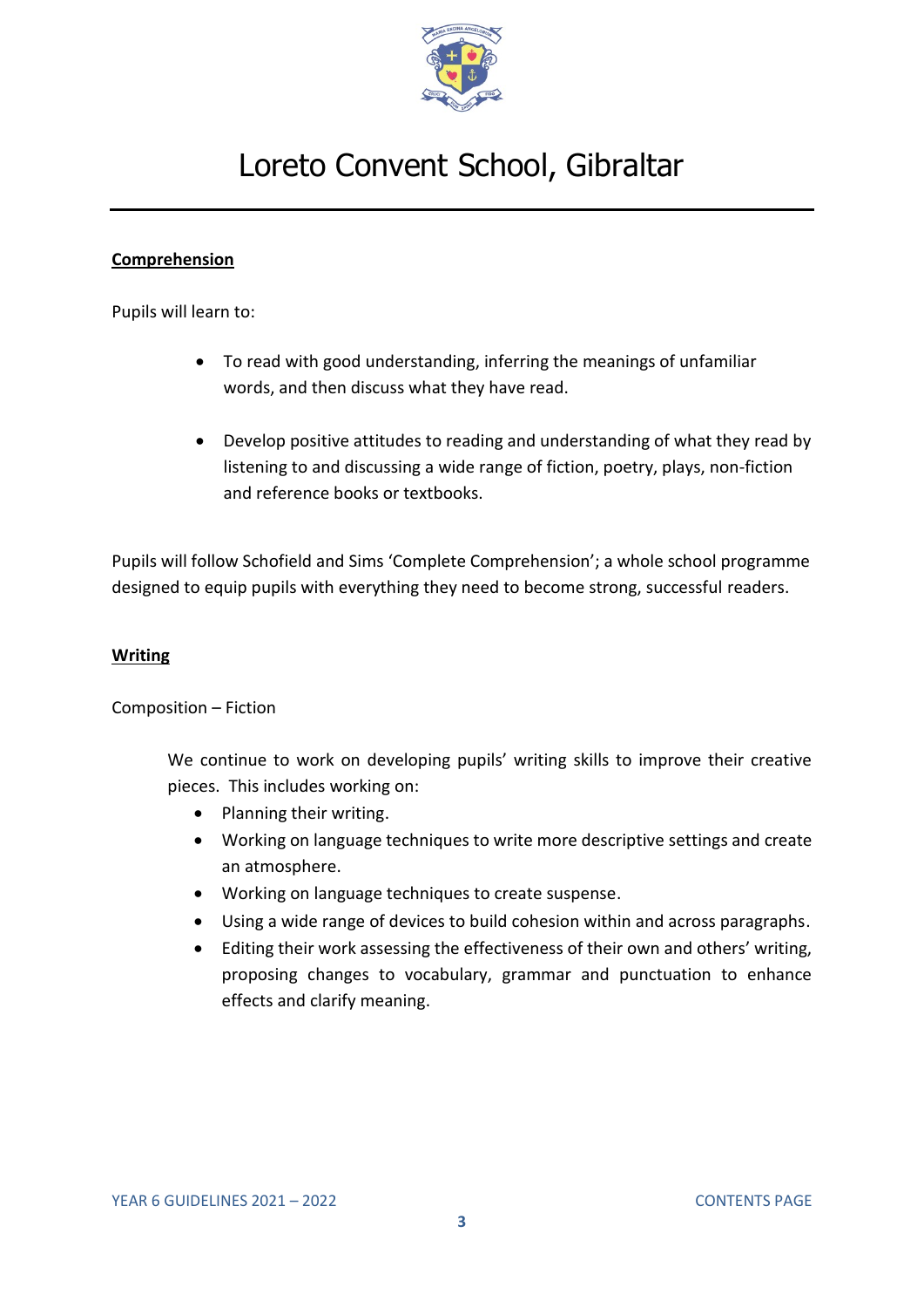## Comprehension

Pupils will learn to:

- To read with good understanding, inferring the meanings of unfamiliar words, and then discuss what they have read.

- Develop positive attitudes to reading and understanding of what they read by listening to and discussing a wide range of fiction, poetry, plays, non-fiction and reference books or textbooks.

Pupils will follow Schofield and Sims 'Complete Comprehension'; a whole school programme designed to equip pupils with everything they need to become strong, successful readers.

## Writing

Composition – Fiction

We continue to work on developing pupils' writing skills to improve their creative pieces. This includes working on:

- Planning their writing.
- Working on language techniques to write more descriptive settings and create an atmosphere.
- Working on language techniques to create suspense.
- Using a wide range of devices to build cohesion within and across paragraphs.
- Editing their work assessing the effectiveness of their own and others' writing, proposing changes to vocabulary, grammar and punctuation to enhance effects and clarify meaning.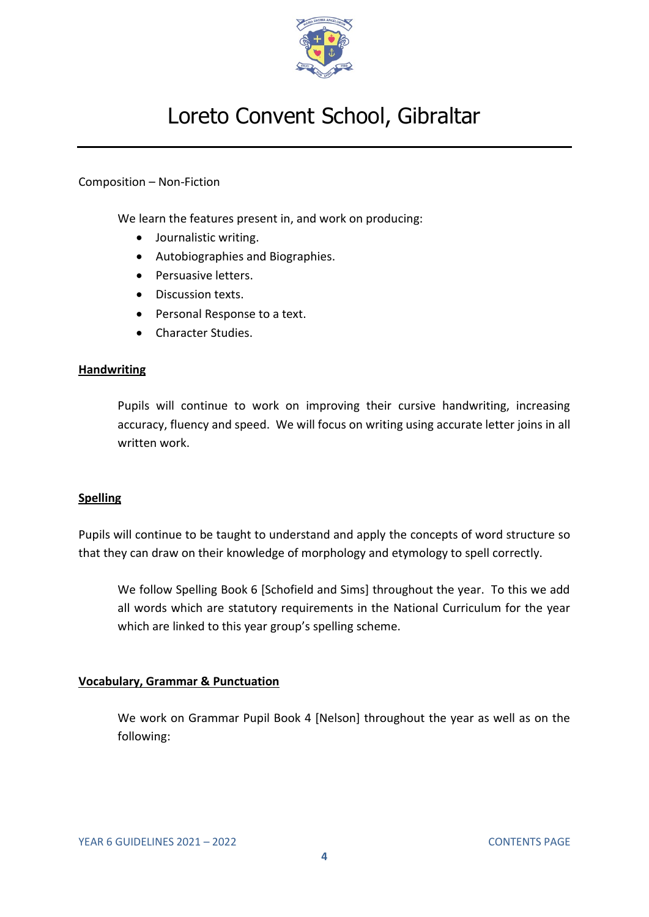Composition – Non-Fiction

We learn the features present in, and work on producing:

- Journalistic writing.
- Autobiographies and Biographies.
- Persuasive letters.
- Discussion texts.
- Personal Response to a text.
- Character Studies.

**Handwriting**

Pupils will continue to work on improving their cursive handwriting, increasing accuracy, fluency and speed. We will focus on writing using accurate letter joins in all written work.

**Spelling**

Pupils will continue to be taught to understand and apply the concepts of word structure so that they can draw on their knowledge of morphology and etymology to spell correctly.

We follow Spelling Book 6 [Schofield and Sims] throughout the year. To this we add all words which are statutory requirements in the National Curriculum for the year which are linked to this year group's spelling scheme.

**Vocabulary, Grammar & Punctuation**

We work on Grammar Pupil Book 4 [Nelson] throughout the year as well as on the following: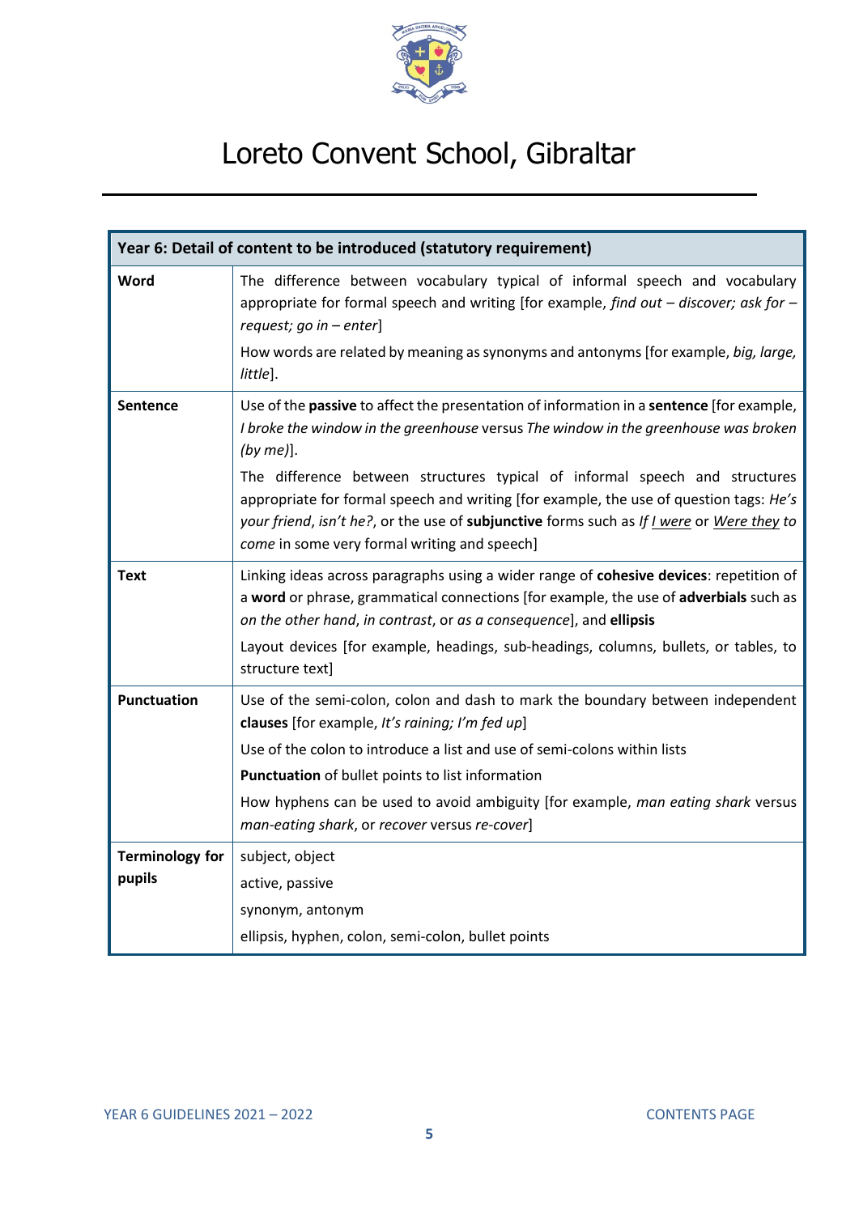# Loreto Convent School, Gibraltar

| Year 6: Detail of content to be introduced (statutory requirement) | |
|---|---|
| **Word** | The difference between vocabulary typical of informal speech and vocabulary appropriate for formal speech and writing [for example, *find out – discover; ask for – request; go in – enter*]<br><br>How words are related by meaning as synonyms and antonyms [for example, *big, large, little*]. |
| **Sentence** | Use of the **passive** to affect the presentation of information in a **sentence** [for example, *I broke the window in the greenhouse* versus *The window in the greenhouse was broken (by me)*].<br><br>The difference between structures typical of informal speech and structures appropriate for formal speech and writing [for example, the use of question tags: *He's your friend, isn't he?*, or the use of **subjunctive** forms such as *If <u>I were</u>* or *<u>Were they</u> to come* in some very formal writing and speech] |
| **Text** | Linking ideas across paragraphs using a wider range of **cohesive devices**: repetition of a **word** or phrase, grammatical connections [for example, the use of **adverbials** such as *on the other hand*, *in contrast*, or *as a consequence*], and **ellipsis**<br><br>Layout devices [for example, headings, sub-headings, columns, bullets, or tables, to structure text] |
| **Punctuation** | Use of the semi-colon, colon and dash to mark the boundary between independent **clauses** [for example, *It's raining; I'm fed up*]<br><br>Use of the colon to introduce a list and use of semi-colons within lists<br><br>**Punctuation** of bullet points to list information<br><br>How hyphens can be used to avoid ambiguity [for example, *man eating shark* versus *man-eating shark*, or *recover* versus *re-cover*] |
| **Terminology for pupils** | subject, object<br><br>active, passive<br><br>synonym, antonym<br><br>ellipsis, hyphen, colon, semi-colon, bullet points |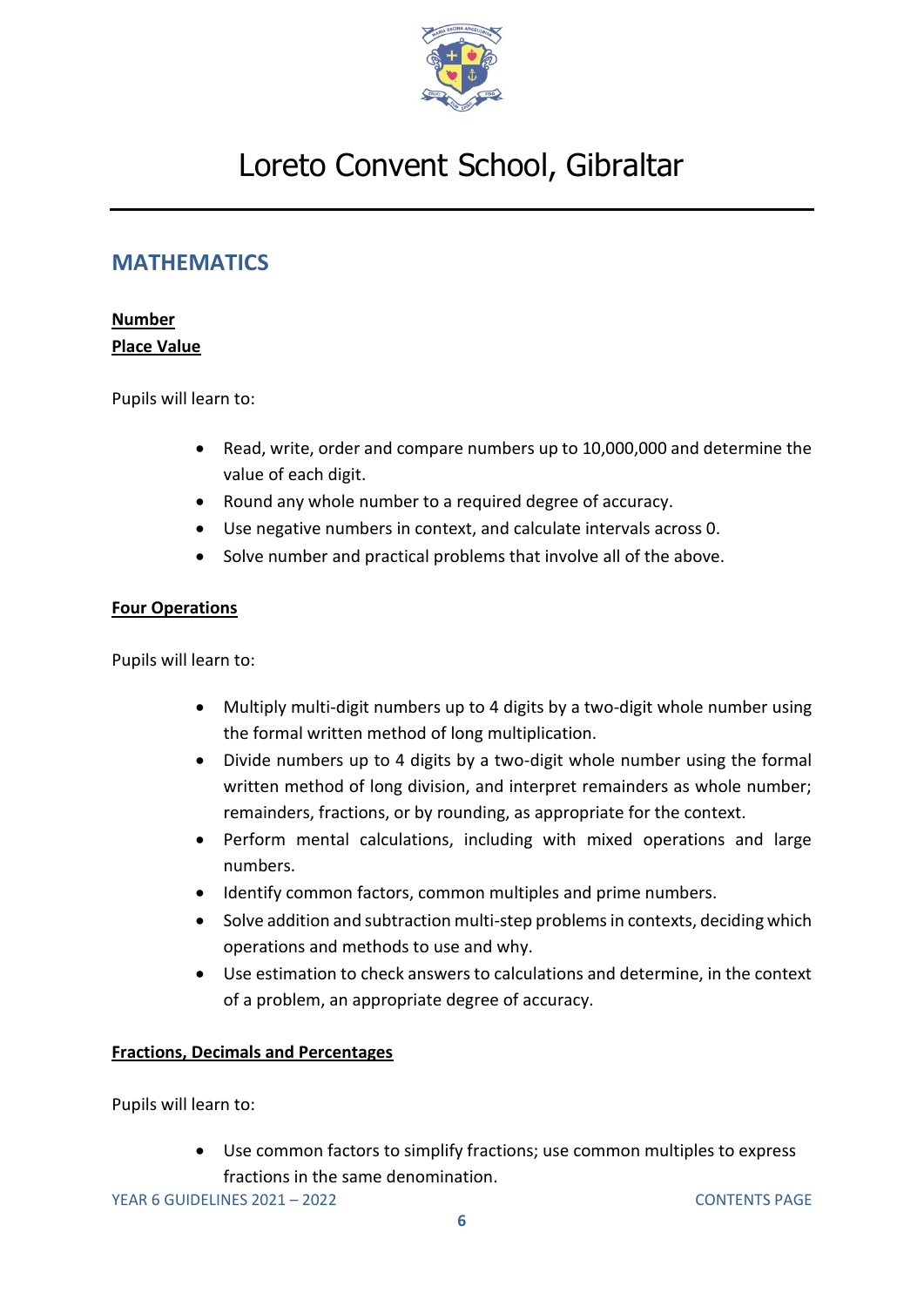# Loreto Convent School, Gibraltar

## MATHEMATICS

**Number**
**Place Value**

Pupils will learn to:

- Read, write, order and compare numbers up to 10,000,000 and determine the value of each digit.
- Round any whole number to a required degree of accuracy.
- Use negative numbers in context, and calculate intervals across 0.
- Solve number and practical problems that involve all of the above.

**Four Operations**

Pupils will learn to:

- Multiply multi-digit numbers up to 4 digits by a two-digit whole number using the formal written method of long multiplication.
- Divide numbers up to 4 digits by a two-digit whole number using the formal written method of long division, and interpret remainders as whole number; remainders, fractions, or by rounding, as appropriate for the context.
- Perform mental calculations, including with mixed operations and large numbers.
- Identify common factors, common multiples and prime numbers.
- Solve addition and subtraction multi-step problems in contexts, deciding which operations and methods to use and why.
- Use estimation to check answers to calculations and determine, in the context of a problem, an appropriate degree of accuracy.

**Fractions, Decimals and Percentages**

Pupils will learn to:

- Use common factors to simplify fractions; use common multiples to express fractions in the same denomination.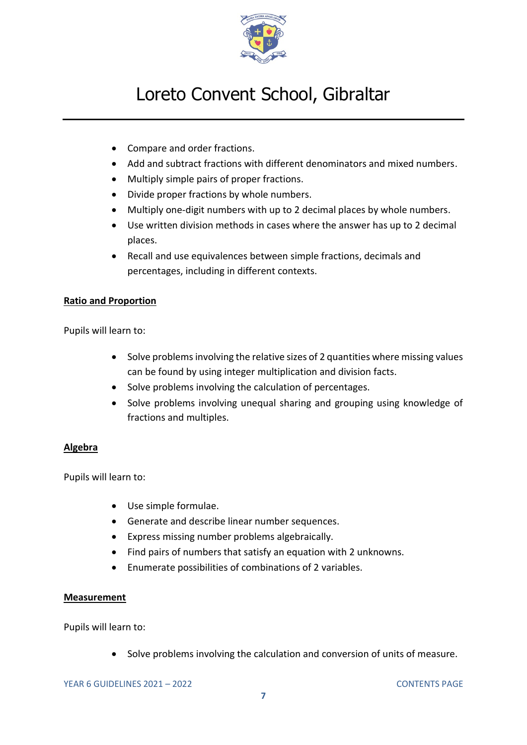- Compare and order fractions.
- Add and subtract fractions with different denominators and mixed numbers.
- Multiply simple pairs of proper fractions.
- Divide proper fractions by whole numbers.
- Multiply one-digit numbers with up to 2 decimal places by whole numbers.
- Use written division methods in cases where the answer has up to 2 decimal places.
- Recall and use equivalences between simple fractions, decimals and percentages, including in different contexts.

**Ratio and Proportion**

Pupils will learn to:

- Solve problems involving the relative sizes of 2 quantities where missing values can be found by using integer multiplication and division facts.
- Solve problems involving the calculation of percentages.
- Solve problems involving unequal sharing and grouping using knowledge of fractions and multiples.

**Algebra**

Pupils will learn to:

- Use simple formulae.
- Generate and describe linear number sequences.
- Express missing number problems algebraically.
- Find pairs of numbers that satisfy an equation with 2 unknowns.
- Enumerate possibilities of combinations of 2 variables.

**Measurement**

Pupils will learn to:

- Solve problems involving the calculation and conversion of units of measure.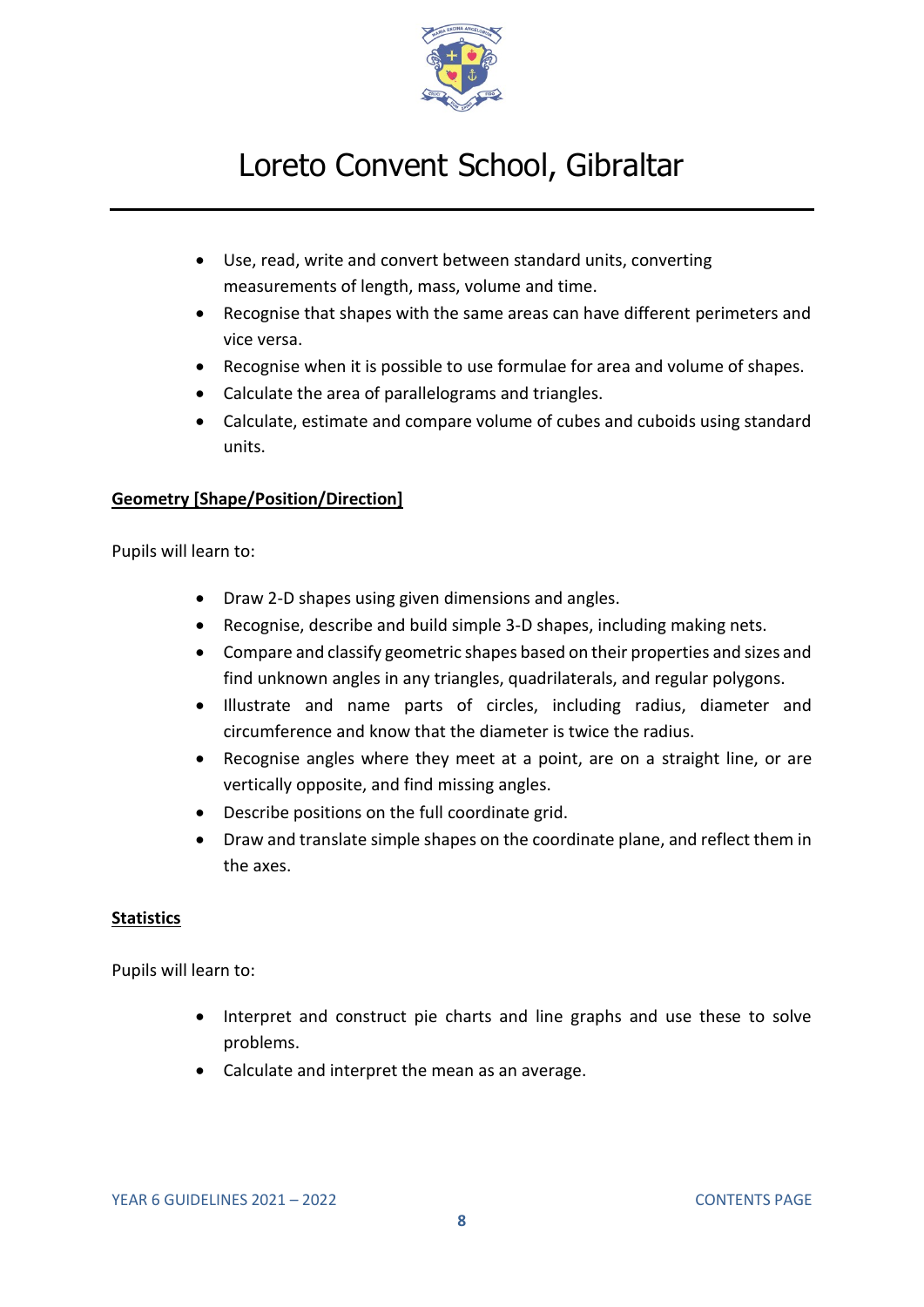- Use, read, write and convert between standard units, converting measurements of length, mass, volume and time.
- Recognise that shapes with the same areas can have different perimeters and vice versa.
- Recognise when it is possible to use formulae for area and volume of shapes.
- Calculate the area of parallelograms and triangles.
- Calculate, estimate and compare volume of cubes and cuboids using standard units.

**Geometry [Shape/Position/Direction]**

Pupils will learn to:

- Draw 2-D shapes using given dimensions and angles.
- Recognise, describe and build simple 3-D shapes, including making nets.
- Compare and classify geometric shapes based on their properties and sizes and find unknown angles in any triangles, quadrilaterals, and regular polygons.
- Illustrate and name parts of circles, including radius, diameter and circumference and know that the diameter is twice the radius.
- Recognise angles where they meet at a point, are on a straight line, or are vertically opposite, and find missing angles.
- Describe positions on the full coordinate grid.
- Draw and translate simple shapes on the coordinate plane, and reflect them in the axes.

**Statistics**

Pupils will learn to:

- Interpret and construct pie charts and line graphs and use these to solve problems.
- Calculate and interpret the mean as an average.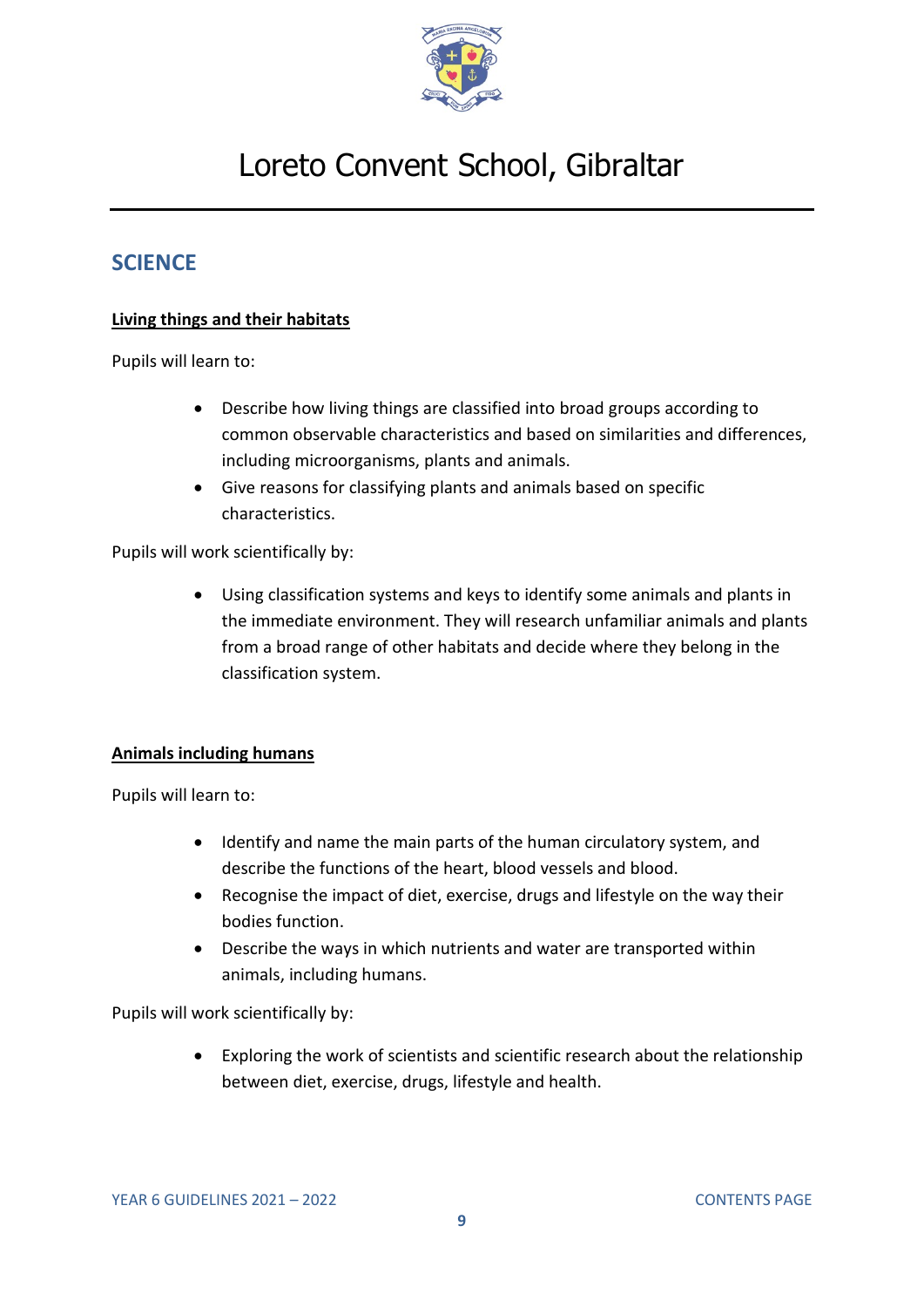# Loreto Convent School, Gibraltar

## SCIENCE

### Living things and their habitats

Pupils will learn to:

- Describe how living things are classified into broad groups according to common observable characteristics and based on similarities and differences, including microorganisms, plants and animals.
- Give reasons for classifying plants and animals based on specific characteristics.

Pupils will work scientifically by:

- Using classification systems and keys to identify some animals and plants in the immediate environment. They will research unfamiliar animals and plants from a broad range of other habitats and decide where they belong in the classification system.

### Animals including humans

Pupils will learn to:

- Identify and name the main parts of the human circulatory system, and describe the functions of the heart, blood vessels and blood.
- Recognise the impact of diet, exercise, drugs and lifestyle on the way their bodies function.
- Describe the ways in which nutrients and water are transported within animals, including humans.

Pupils will work scientifically by:

- Exploring the work of scientists and scientific research about the relationship between diet, exercise, drugs, lifestyle and health.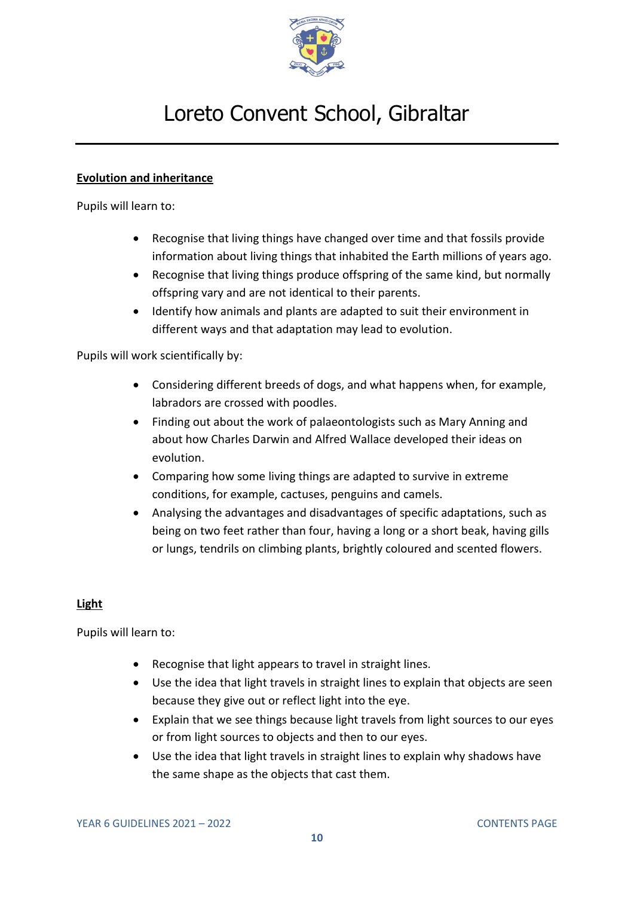## Evolution and inheritance

Pupils will learn to:

- Recognise that living things have changed over time and that fossils provide information about living things that inhabited the Earth millions of years ago.
- Recognise that living things produce offspring of the same kind, but normally offspring vary and are not identical to their parents.
- Identify how animals and plants are adapted to suit their environment in different ways and that adaptation may lead to evolution.

Pupils will work scientifically by:

- Considering different breeds of dogs, and what happens when, for example, labradors are crossed with poodles.
- Finding out about the work of palaeontologists such as Mary Anning and about how Charles Darwin and Alfred Wallace developed their ideas on evolution.
- Comparing how some living things are adapted to survive in extreme conditions, for example, cactuses, penguins and camels.
- Analysing the advantages and disadvantages of specific adaptations, such as being on two feet rather than four, having a long or a short beak, having gills or lungs, tendrils on climbing plants, brightly coloured and scented flowers.

## Light

Pupils will learn to:

- Recognise that light appears to travel in straight lines.
- Use the idea that light travels in straight lines to explain that objects are seen because they give out or reflect light into the eye.
- Explain that we see things because light travels from light sources to our eyes or from light sources to objects and then to our eyes.
- Use the idea that light travels in straight lines to explain why shadows have the same shape as the objects that cast them.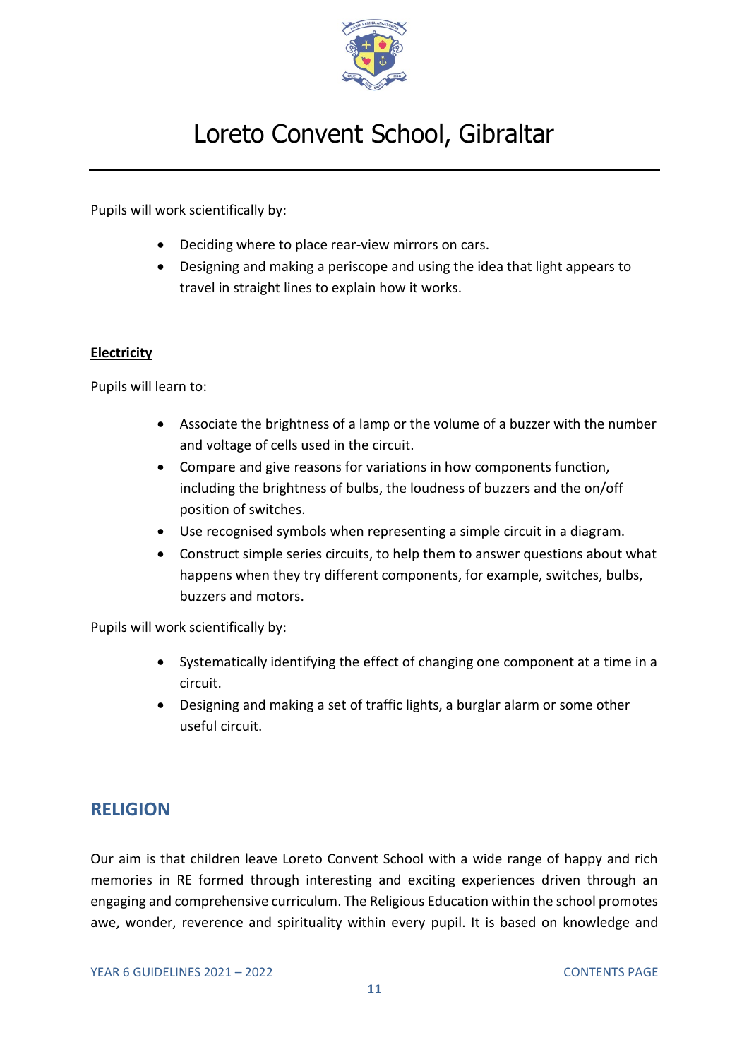Pupils will work scientifically by:

- Deciding where to place rear-view mirrors on cars.
- Designing and making a periscope and using the idea that light appears to travel in straight lines to explain how it works.

**Electricity**

Pupils will learn to:

- Associate the brightness of a lamp or the volume of a buzzer with the number and voltage of cells used in the circuit.
- Compare and give reasons for variations in how components function, including the brightness of bulbs, the loudness of buzzers and the on/off position of switches.
- Use recognised symbols when representing a simple circuit in a diagram.
- Construct simple series circuits, to help them to answer questions about what happens when they try different components, for example, switches, bulbs, buzzers and motors.

Pupils will work scientifically by:

- Systematically identifying the effect of changing one component at a time in a circuit.
- Designing and making a set of traffic lights, a burglar alarm or some other useful circuit.

## RELIGION

Our aim is that children leave Loreto Convent School with a wide range of happy and rich memories in RE formed through interesting and exciting experiences driven through an engaging and comprehensive curriculum. The Religious Education within the school promotes awe, wonder, reverence and spirituality within every pupil. It is based on knowledge and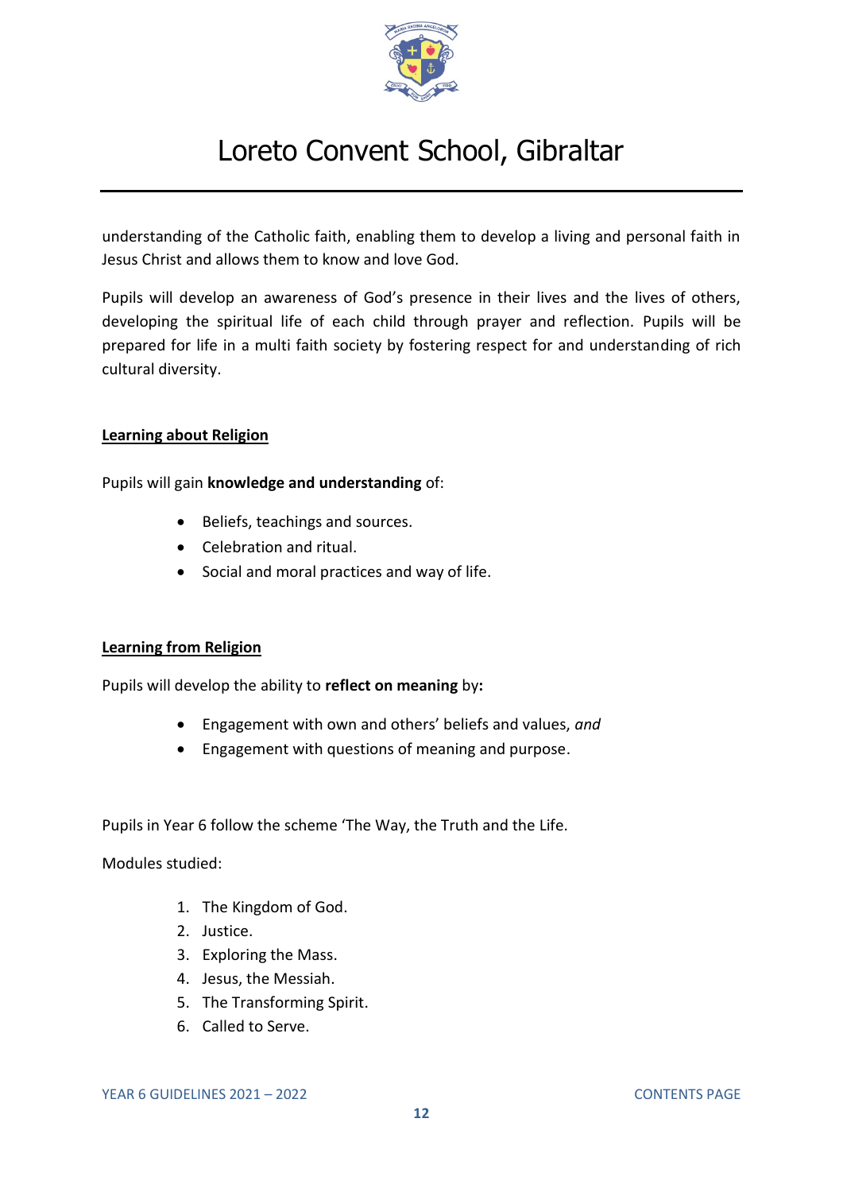understanding of the Catholic faith, enabling them to develop a living and personal faith in Jesus Christ and allows them to know and love God.

Pupils will develop an awareness of God's presence in their lives and the lives of others, developing the spiritual life of each child through prayer and reflection. Pupils will be prepared for life in a multi faith society by fostering respect for and understanding of rich cultural diversity.

**Learning about Religion**

Pupils will gain **knowledge and understanding** of:

- Beliefs, teachings and sources.
- Celebration and ritual.
- Social and moral practices and way of life.

**Learning from Religion**

Pupils will develop the ability to **reflect on meaning** by**:**

- Engagement with own and others' beliefs and values, *and*
- Engagement with questions of meaning and purpose.

Pupils in Year 6 follow the scheme 'The Way, the Truth and the Life.

Modules studied:

1. The Kingdom of God.
2. Justice.
3. Exploring the Mass.
4. Jesus, the Messiah.
5. The Transforming Spirit.
6. Called to Serve.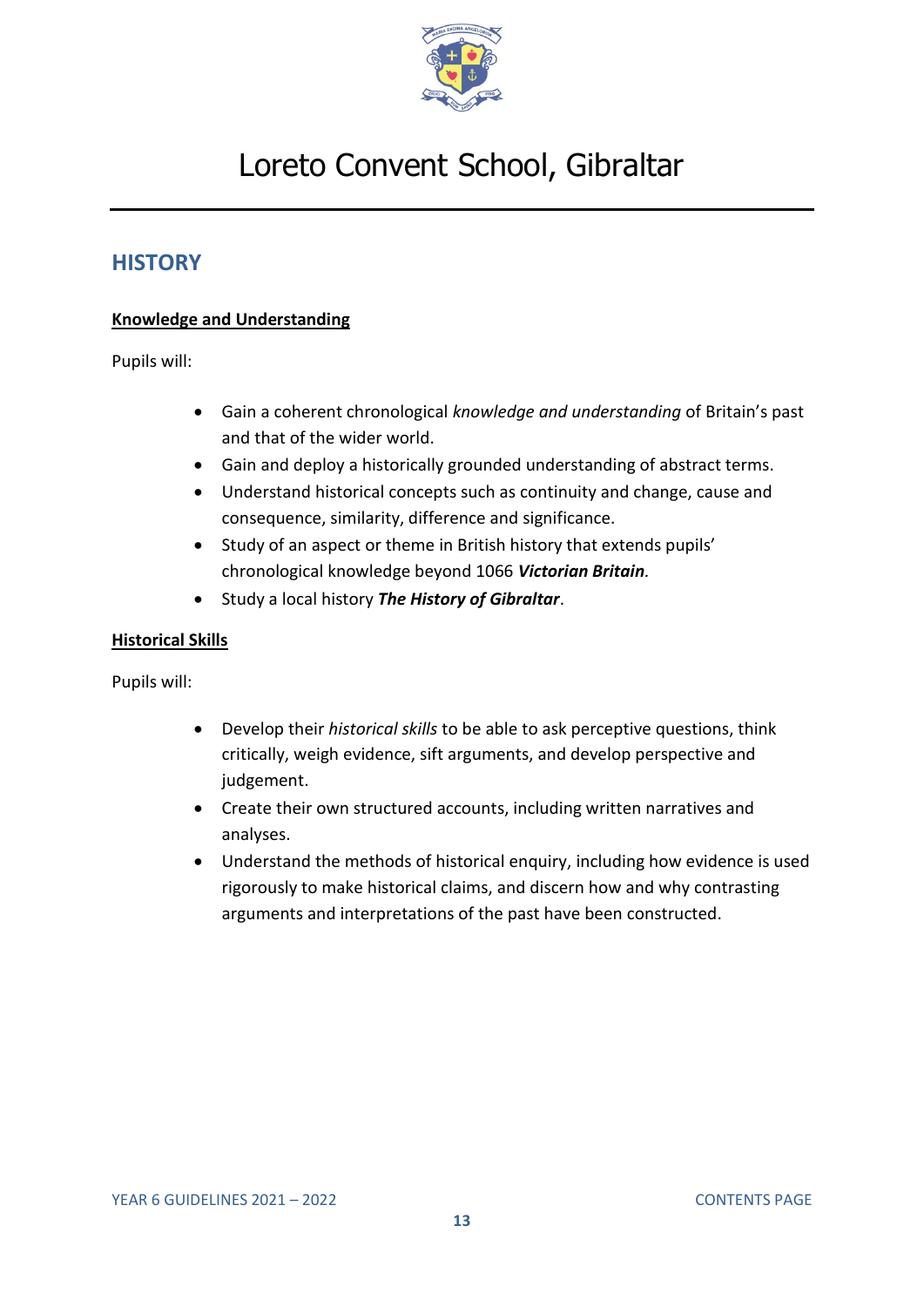# Loreto Convent School, Gibraltar

## HISTORY

**Knowledge and Understanding**

Pupils will:

- Gain a coherent chronological *knowledge and understanding* of Britain's past and that of the wider world.
- Gain and deploy a historically grounded understanding of abstract terms.
- Understand historical concepts such as continuity and change, cause and consequence, similarity, difference and significance.
- Study of an aspect or theme in British history that extends pupils' chronological knowledge beyond 1066 ***Victorian Britain****.*
- Study a local history ***The History of Gibraltar***.

**Historical Skills**

Pupils will:

- Develop their *historical skills* to be able to ask perceptive questions, think critically, weigh evidence, sift arguments, and develop perspective and judgement.
- Create their own structured accounts, including written narratives and analyses.
- Understand the methods of historical enquiry, including how evidence is used rigorously to make historical claims, and discern how and why contrasting arguments and interpretations of the past have been constructed.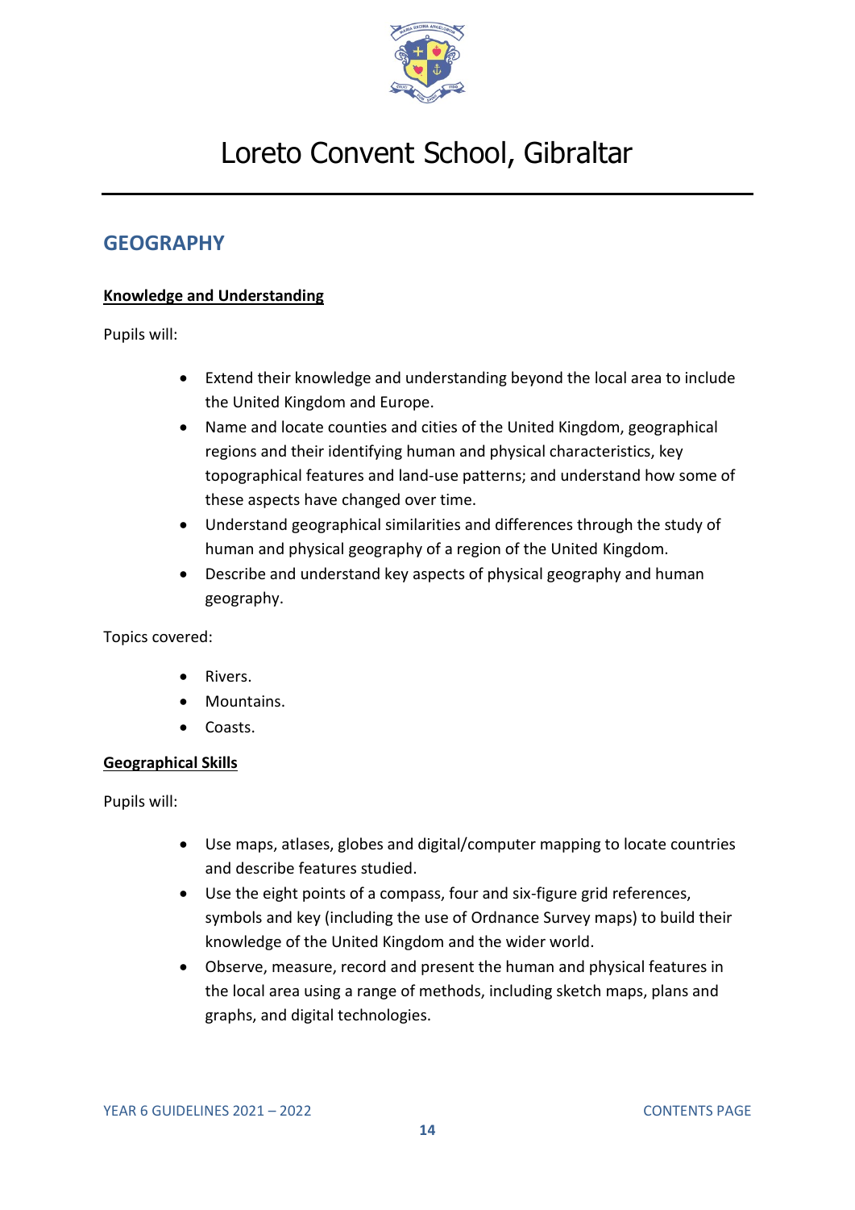# GEOGRAPHY

**Knowledge and Understanding**

Pupils will:

- Extend their knowledge and understanding beyond the local area to include the United Kingdom and Europe.
- Name and locate counties and cities of the United Kingdom, geographical regions and their identifying human and physical characteristics, key topographical features and land-use patterns; and understand how some of these aspects have changed over time.
- Understand geographical similarities and differences through the study of human and physical geography of a region of the United Kingdom.
- Describe and understand key aspects of physical geography and human geography.

Topics covered:

- Rivers.
- Mountains.
- Coasts.

**Geographical Skills**

Pupils will:

- Use maps, atlases, globes and digital/computer mapping to locate countries and describe features studied.
- Use the eight points of a compass, four and six-figure grid references, symbols and key (including the use of Ordnance Survey maps) to build their knowledge of the United Kingdom and the wider world.
- Observe, measure, record and present the human and physical features in the local area using a range of methods, including sketch maps, plans and graphs, and digital technologies.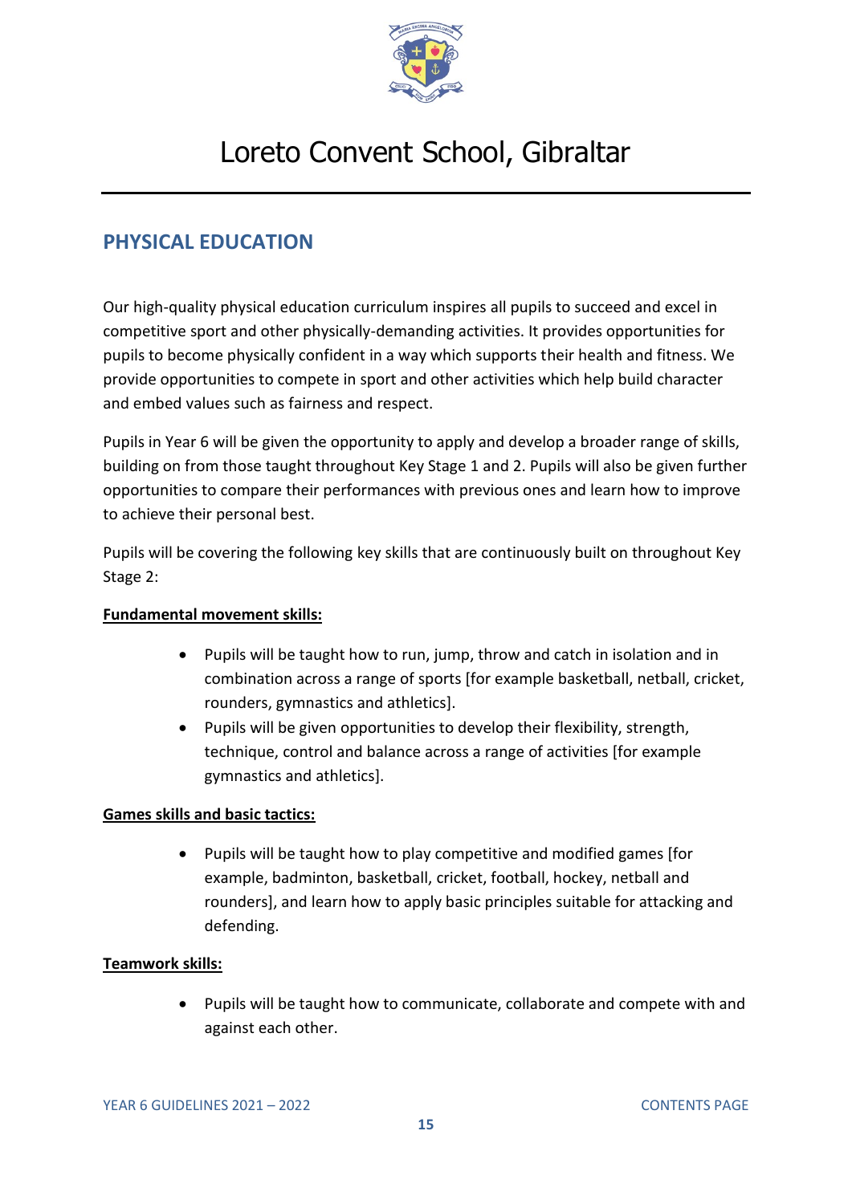# Loreto Convent School, Gibraltar

## PHYSICAL EDUCATION

Our high-quality physical education curriculum inspires all pupils to succeed and excel in competitive sport and other physically-demanding activities. It provides opportunities for pupils to become physically confident in a way which supports their health and fitness. We provide opportunities to compete in sport and other activities which help build character and embed values such as fairness and respect.

Pupils in Year 6 will be given the opportunity to apply and develop a broader range of skills, building on from those taught throughout Key Stage 1 and 2. Pupils will also be given further opportunities to compare their performances with previous ones and learn how to improve to achieve their personal best.

Pupils will be covering the following key skills that are continuously built on throughout Key Stage 2:

**Fundamental movement skills:**

- Pupils will be taught how to run, jump, throw and catch in isolation and in combination across a range of sports [for example basketball, netball, cricket, rounders, gymnastics and athletics].
- Pupils will be given opportunities to develop their flexibility, strength, technique, control and balance across a range of activities [for example gymnastics and athletics].

**Games skills and basic tactics:**

- Pupils will be taught how to play competitive and modified games [for example, badminton, basketball, cricket, football, hockey, netball and rounders], and learn how to apply basic principles suitable for attacking and defending.

**Teamwork skills:**

- Pupils will be taught how to communicate, collaborate and compete with and against each other.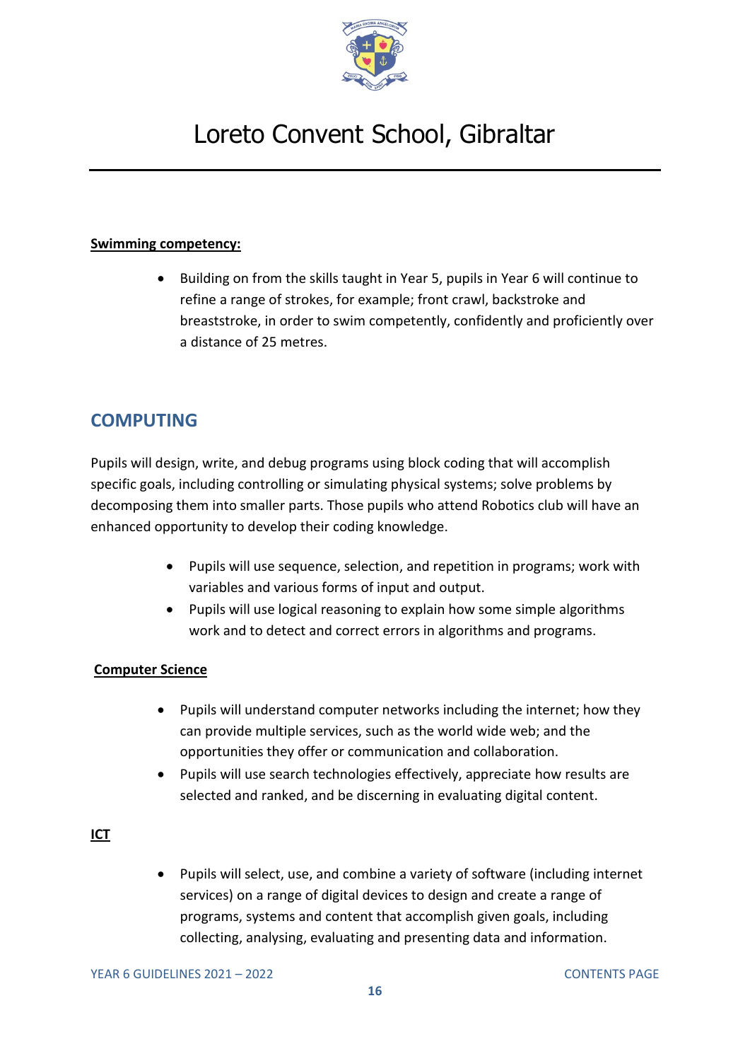**Swimming competency:**

- Building on from the skills taught in Year 5, pupils in Year 6 will continue to refine a range of strokes, for example; front crawl, backstroke and breaststroke, in order to swim competently, confidently and proficiently over a distance of 25 metres.

## COMPUTING

Pupils will design, write, and debug programs using block coding that will accomplish specific goals, including controlling or simulating physical systems; solve problems by decomposing them into smaller parts. Those pupils who attend Robotics club will have an enhanced opportunity to develop their coding knowledge.

- Pupils will use sequence, selection, and repetition in programs; work with variables and various forms of input and output.
- Pupils will use logical reasoning to explain how some simple algorithms work and to detect and correct errors in algorithms and programs.

**Computer Science**

- Pupils will understand computer networks including the internet; how they can provide multiple services, such as the world wide web; and the opportunities they offer or communication and collaboration.
- Pupils will use search technologies effectively, appreciate how results are selected and ranked, and be discerning in evaluating digital content.

**ICT**

- Pupils will select, use, and combine a variety of software (including internet services) on a range of digital devices to design and create a range of programs, systems and content that accomplish given goals, including collecting, analysing, evaluating and presenting data and information.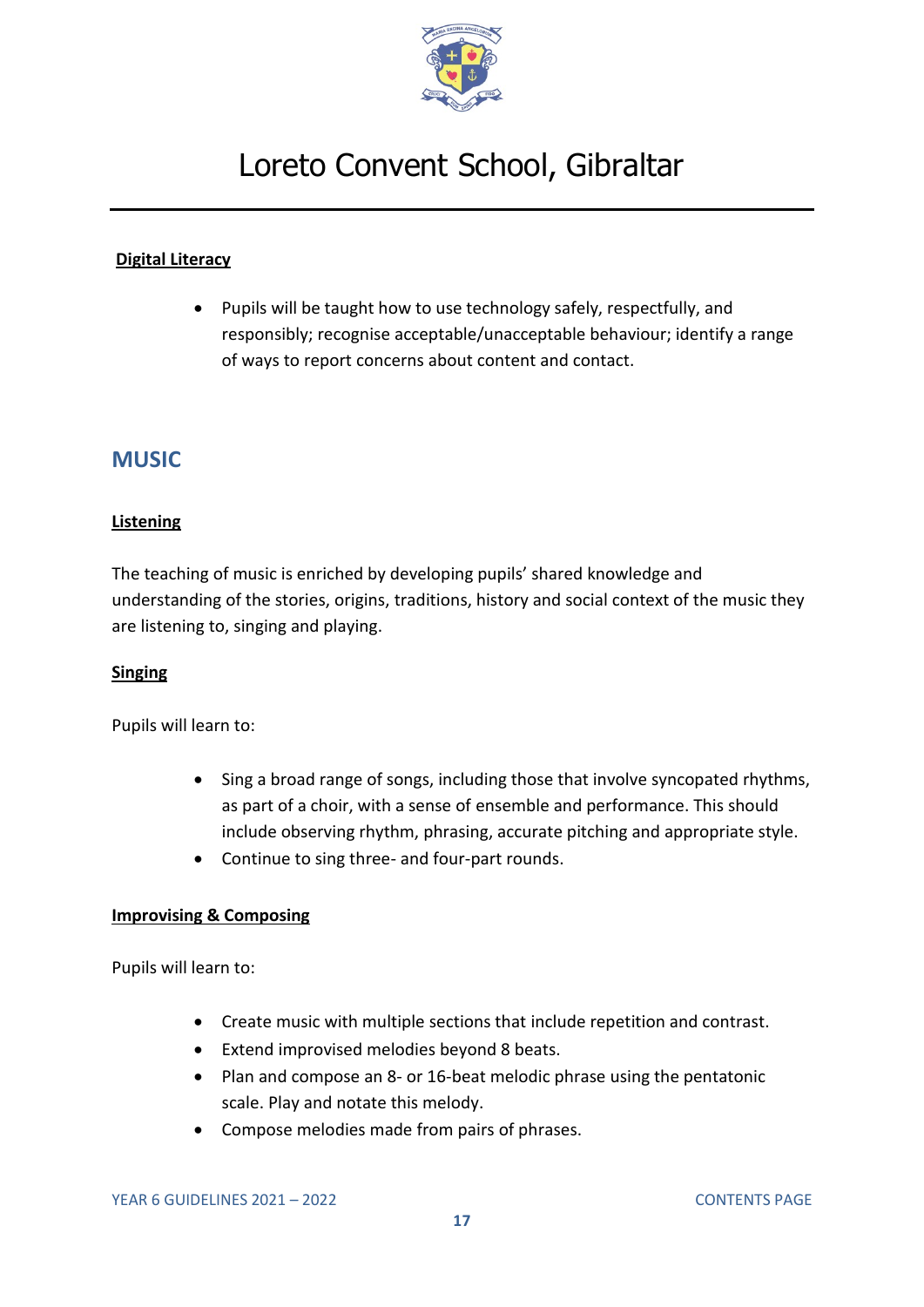**Digital Literacy**

- Pupils will be taught how to use technology safely, respectfully, and responsibly; recognise acceptable/unacceptable behaviour; identify a range of ways to report concerns about content and contact.

## MUSIC

**Listening**

The teaching of music is enriched by developing pupils' shared knowledge and understanding of the stories, origins, traditions, history and social context of the music they are listening to, singing and playing.

**Singing**

Pupils will learn to:

- Sing a broad range of songs, including those that involve syncopated rhythms, as part of a choir, with a sense of ensemble and performance. This should include observing rhythm, phrasing, accurate pitching and appropriate style.
- Continue to sing three- and four-part rounds.

**Improvising & Composing**

Pupils will learn to:

- Create music with multiple sections that include repetition and contrast.
- Extend improvised melodies beyond 8 beats.
- Plan and compose an 8- or 16-beat melodic phrase using the pentatonic scale. Play and notate this melody.
- Compose melodies made from pairs of phrases.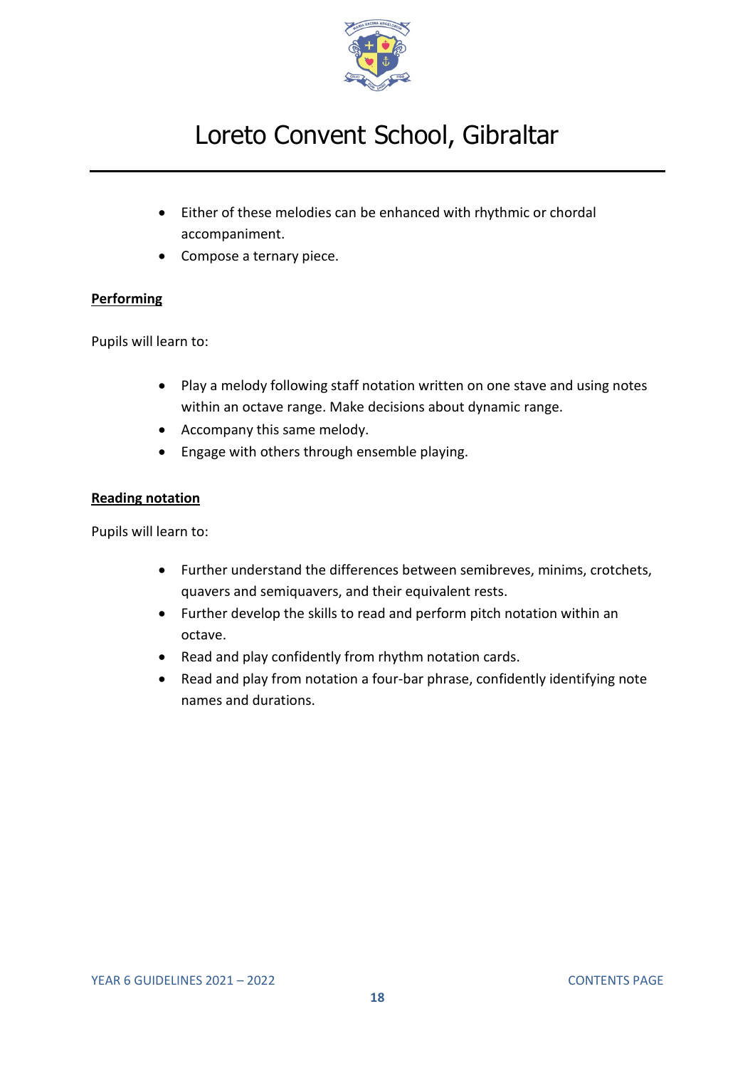- Either of these melodies can be enhanced with rhythmic or chordal accompaniment.
- Compose a ternary piece.

**Performing**

Pupils will learn to:

- Play a melody following staff notation written on one stave and using notes within an octave range. Make decisions about dynamic range.
- Accompany this same melody.
- Engage with others through ensemble playing.

**Reading notation**

Pupils will learn to:

- Further understand the differences between semibreves, minims, crotchets, quavers and semiquavers, and their equivalent rests.
- Further develop the skills to read and perform pitch notation within an octave.
- Read and play confidently from rhythm notation cards.
- Read and play from notation a four-bar phrase, confidently identifying note names and durations.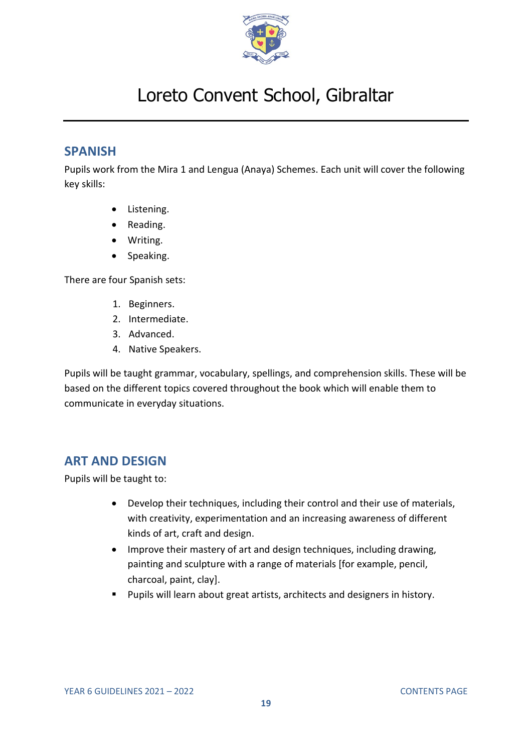# Loreto Convent School, Gibraltar

## SPANISH

Pupils work from the Mira 1 and Lengua (Anaya) Schemes. Each unit will cover the following key skills:

- Listening.
- Reading.
- Writing.
- Speaking.

There are four Spanish sets:

1. Beginners.
2. Intermediate.
3. Advanced.
4. Native Speakers.

Pupils will be taught grammar, vocabulary, spellings, and comprehension skills. These will be based on the different topics covered throughout the book which will enable them to communicate in everyday situations.

## ART AND DESIGN

Pupils will be taught to:

- Develop their techniques, including their control and their use of materials, with creativity, experimentation and an increasing awareness of different kinds of art, craft and design.
- Improve their mastery of art and design techniques, including drawing, painting and sculpture with a range of materials [for example, pencil, charcoal, paint, clay].
- Pupils will learn about great artists, architects and designers in history.